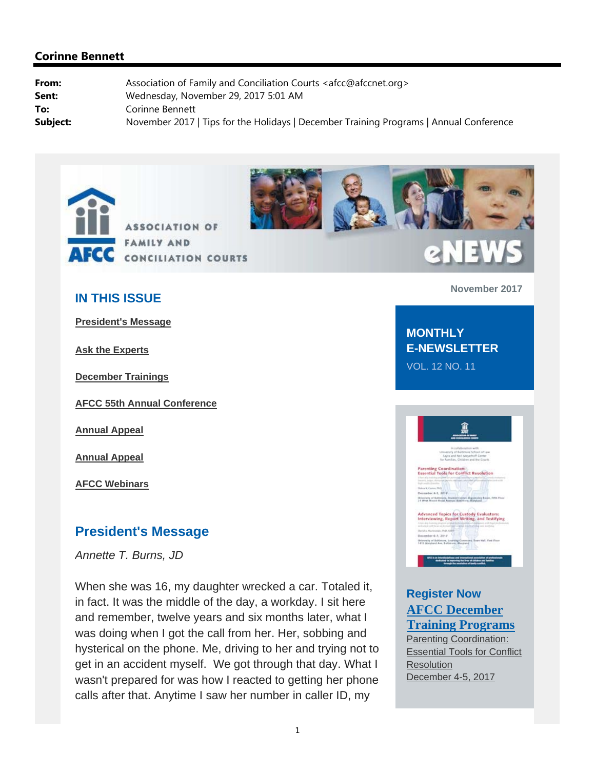**Corinne Bennett**

**From:** Association of Family and Conciliation Courts <afcc@afccnet.org>
**Sent:** Wednesday, November 29, 2017 5:01 AM
**To:** Corinne Bennett
**Subject:** November 2017 | Tips for the Holidays | December Training Programs | Annual Conference

AFCC ASSOCIATION OF FAMILY AND CONCILIATION COURTS eNEWS

November 2017

## IN THIS ISSUE

**President's Message**

**Ask the Experts**

**December Trainings**

**AFCC 55th Annual Conference**

**Annual Appeal**

**Annual Appeal**

**AFCC Webinars**

**MONTHLY E-NEWSLETTER**
VOL. 12 NO. 11

**Register Now**
**AFCC December Training Programs**
Parenting Coordination: Essential Tools for Conflict Resolution
December 4-5, 2017

## President's Message

*Annette T. Burns, JD*

When she was 16, my daughter wrecked a car. Totaled it, in fact. It was the middle of the day, a workday. I sit here and remember, twelve years and six months later, what I was doing when I got the call from her. Her, sobbing and hysterical on the phone. Me, driving to her and trying not to get in an accident myself. We got through that day. What I wasn't prepared for was how I reacted to getting her phone calls after that. Anytime I saw her number in caller ID, my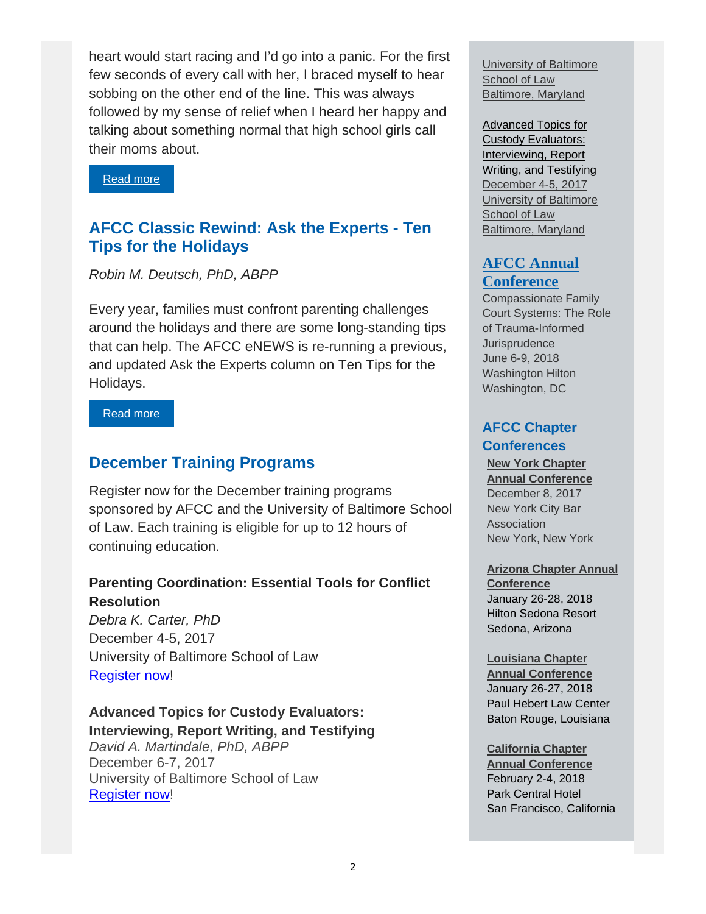heart would start racing and I'd go into a panic. For the first few seconds of every call with her, I braced myself to hear sobbing on the other end of the line. This was always followed by my sense of relief when I heard her happy and talking about something normal that high school girls call their moms about.

Read more

## AFCC Classic Rewind: Ask the Experts - Ten Tips for the Holidays

*Robin M. Deutsch, PhD, ABPP*

Every year, families must confront parenting challenges around the holidays and there are some long-standing tips that can help. The AFCC eNEWS is re-running a previous, and updated Ask the Experts column on Ten Tips for the Holidays.

Read more

## December Training Programs

Register now for the December training programs sponsored by AFCC and the University of Baltimore School of Law. Each training is eligible for up to 12 hours of continuing education.

**Parenting Coordination: Essential Tools for Conflict Resolution**
*Debra K. Carter, PhD*
December 4-5, 2017
University of Baltimore School of Law
Register now!

**Advanced Topics for Custody Evaluators: Interviewing, Report Writing, and Testifying**
*David A. Martindale, PhD, ABPP*
December 6-7, 2017
University of Baltimore School of Law
Register now!

University of Baltimore School of Law
Baltimore, Maryland

Advanced Topics for Custody Evaluators: Interviewing, Report Writing, and Testifying
December 4-5, 2017
University of Baltimore School of Law
Baltimore, Maryland

## AFCC Annual Conference

Compassionate Family Court Systems: The Role of Trauma-Informed Jurisprudence
June 6-9, 2018
Washington Hilton
Washington, DC

## AFCC Chapter Conferences

**New York Chapter Annual Conference**
December 8, 2017
New York City Bar Association
New York, New York

**Arizona Chapter Annual Conference**
January 26-28, 2018
Hilton Sedona Resort
Sedona, Arizona

**Louisiana Chapter Annual Conference**
January 26-27, 2018
Paul Hebert Law Center
Baton Rouge, Louisiana

**California Chapter Annual Conference**
February 2-4, 2018
Park Central Hotel
San Francisco, California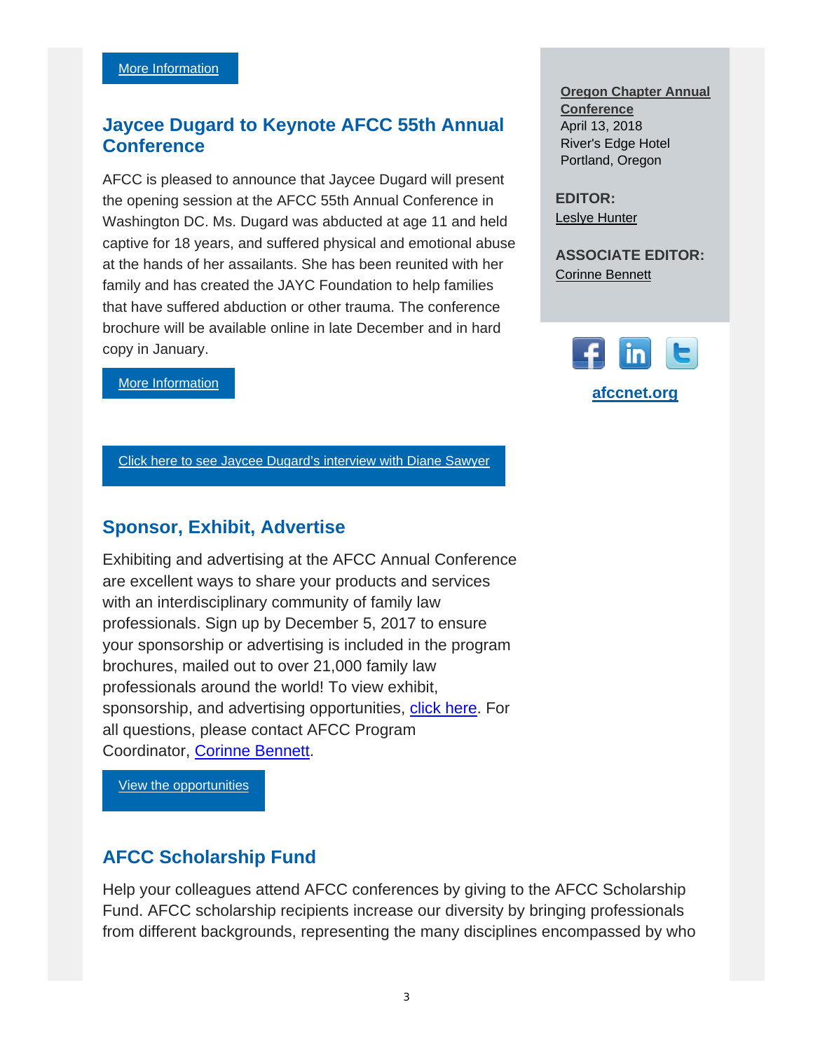More Information

## Jaycee Dugard to Keynote AFCC 55th Annual Conference

AFCC is pleased to announce that Jaycee Dugard will present the opening session at the AFCC 55th Annual Conference in Washington DC. Ms. Dugard was abducted at age 11 and held captive for 18 years, and suffered physical and emotional abuse at the hands of her assailants. She has been reunited with her family and has created the JAYC Foundation to help families that have suffered abduction or other trauma. The conference brochure will be available online in late December and in hard copy in January.

More Information

Click here to see Jaycee Dugard's interview with Diane Sawyer

## Sponsor, Exhibit, Advertise

Exhibiting and advertising at the AFCC Annual Conference are excellent ways to share your products and services with an interdisciplinary community of family law professionals. Sign up by December 5, 2017 to ensure your sponsorship or advertising is included in the program brochures, mailed out to over 21,000 family law professionals around the world! To view exhibit, sponsorship, and advertising opportunities, click here. For all questions, please contact AFCC Program Coordinator, Corinne Bennett.

View the opportunities

## AFCC Scholarship Fund

Help your colleagues attend AFCC conferences by giving to the AFCC Scholarship Fund. AFCC scholarship recipients increase our diversity by bringing professionals from different backgrounds, representing the many disciplines encompassed by who

**Oregon Chapter Annual Conference**
April 13, 2018
River's Edge Hotel
Portland, Oregon

**EDITOR:**
Leslye Hunter

**ASSOCIATE EDITOR:**
Corinne Bennett

**afccnet.org**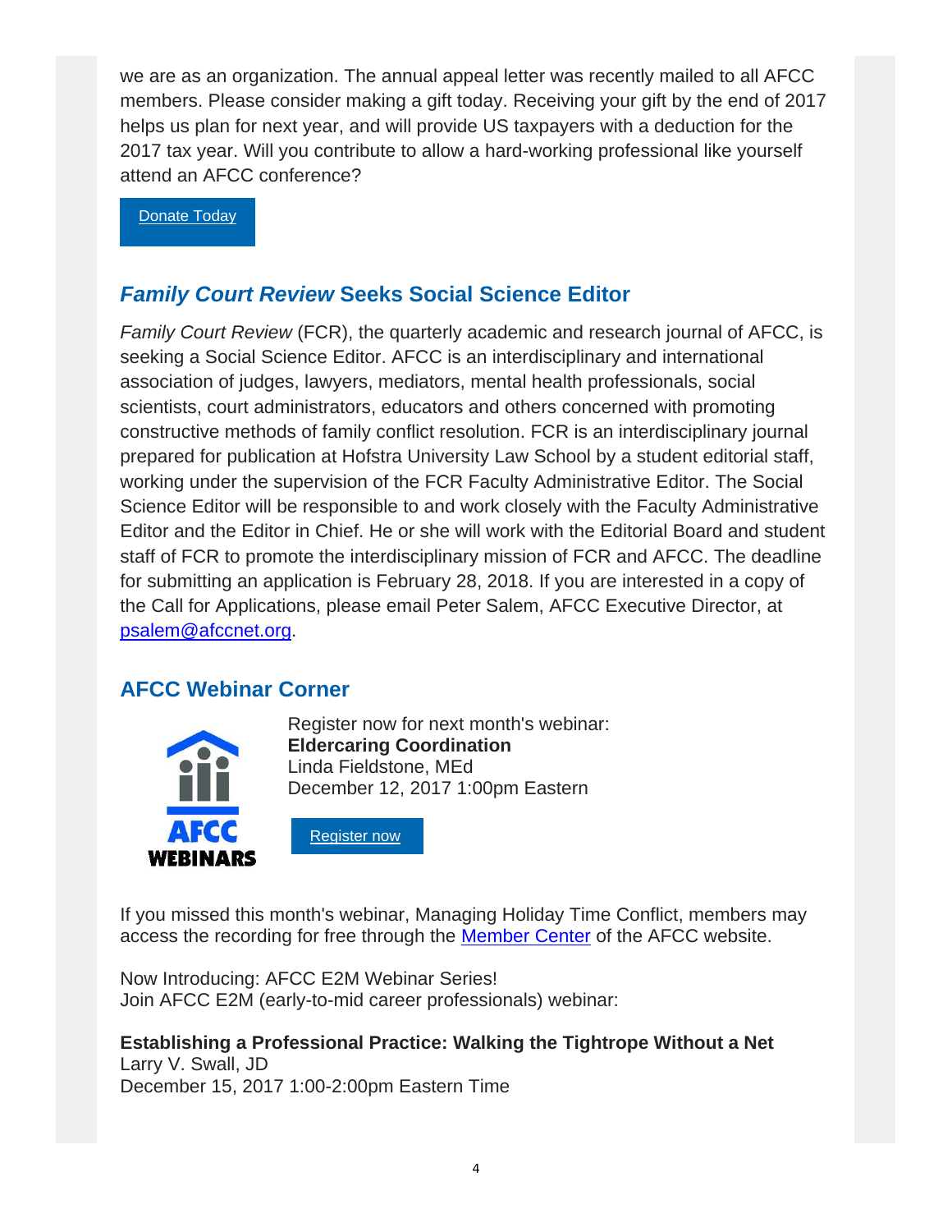we are as an organization. The annual appeal letter was recently mailed to all AFCC members. Please consider making a gift today. Receiving your gift by the end of 2017 helps us plan for next year, and will provide US taxpayers with a deduction for the 2017 tax year. Will you contribute to allow a hard-working professional like yourself attend an AFCC conference?

Donate Today

## *Family Court Review* Seeks Social Science Editor

*Family Court Review* (FCR), the quarterly academic and research journal of AFCC, is seeking a Social Science Editor. AFCC is an interdisciplinary and international association of judges, lawyers, mediators, mental health professionals, social scientists, court administrators, educators and others concerned with promoting constructive methods of family conflict resolution. FCR is an interdisciplinary journal prepared for publication at Hofstra University Law School by a student editorial staff, working under the supervision of the FCR Faculty Administrative Editor. The Social Science Editor will be responsible to and work closely with the Faculty Administrative Editor and the Editor in Chief. He or she will work with the Editorial Board and student staff of FCR to promote the interdisciplinary mission of FCR and AFCC. The deadline for submitting an application is February 28, 2018. If you are interested in a copy of the Call for Applications, please email Peter Salem, AFCC Executive Director, at psalem@afccnet.org.

## AFCC Webinar Corner

AFCC WEBINARS

Register now for next month's webinar:
**Eldercaring Coordination**
Linda Fieldstone, MEd
December 12, 2017 1:00pm Eastern

Register now

If you missed this month's webinar, Managing Holiday Time Conflict, members may access the recording for free through the Member Center of the AFCC website.

Now Introducing: AFCC E2M Webinar Series!
Join AFCC E2M (early-to-mid career professionals) webinar:

**Establishing a Professional Practice: Walking the Tightrope Without a Net**
Larry V. Swall, JD
December 15, 2017 1:00-2:00pm Eastern Time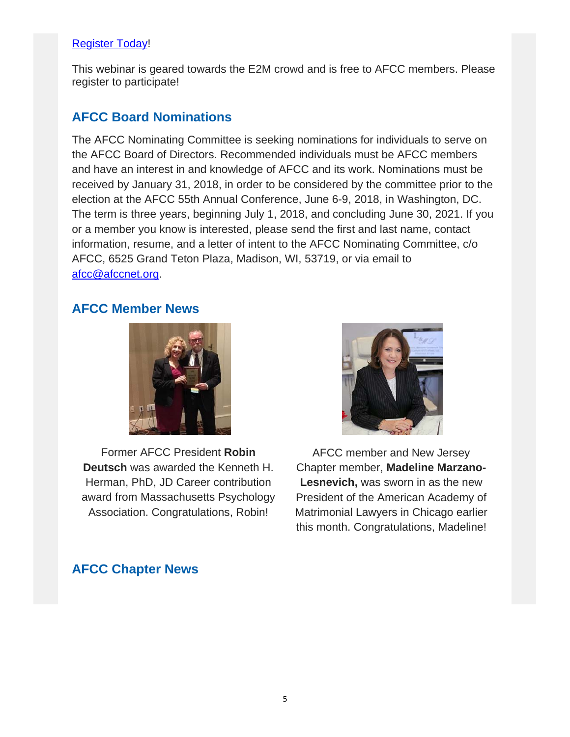[Register Today](#)!

This webinar is geared towards the E2M crowd and is free to AFCC members. Please register to participate!

## AFCC Board Nominations

The AFCC Nominating Committee is seeking nominations for individuals to serve on the AFCC Board of Directors. Recommended individuals must be AFCC members and have an interest in and knowledge of AFCC and its work. Nominations must be received by January 31, 2018, in order to be considered by the committee prior to the election at the AFCC 55th Annual Conference, June 6-9, 2018, in Washington, DC. The term is three years, beginning July 1, 2018, and concluding June 30, 2021. If you or a member you know is interested, please send the first and last name, contact information, resume, and a letter of intent to the AFCC Nominating Committee, c/o AFCC, 6525 Grand Teton Plaza, Madison, WI, 53719, or via email to afcc@afccnet.org.

## AFCC Member News

Former AFCC President **Robin Deutsch** was awarded the Kenneth H. Herman, PhD, JD Career contribution award from Massachusetts Psychology Association. Congratulations, Robin!

AFCC member and New Jersey Chapter member, **Madeline Marzano-Lesnevich,** was sworn in as the new President of the American Academy of Matrimonial Lawyers in Chicago earlier this month. Congratulations, Madeline!

## AFCC Chapter News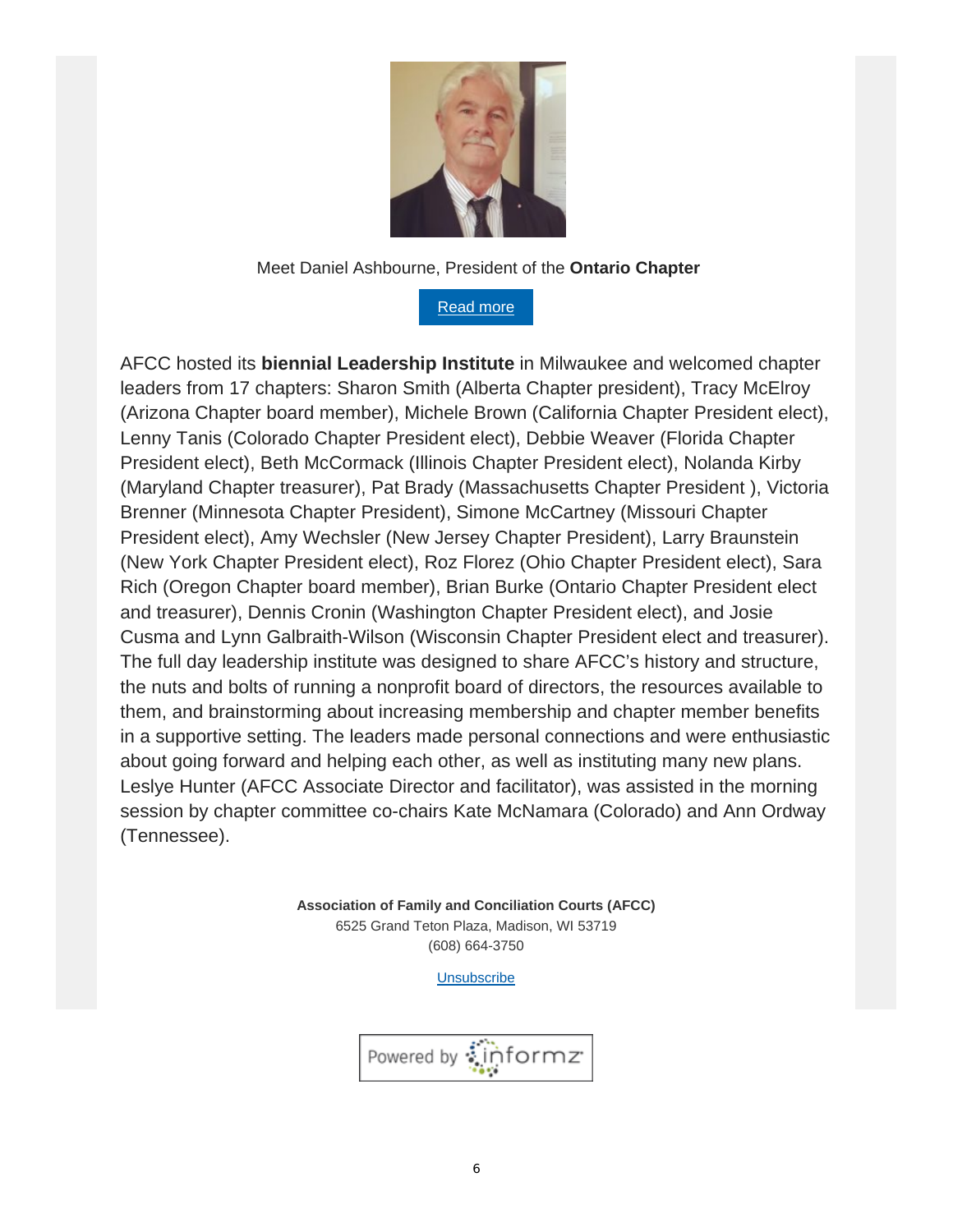Meet Daniel Ashbourne, President of the **Ontario Chapter**

Read more

AFCC hosted its **biennial Leadership Institute** in Milwaukee and welcomed chapter leaders from 17 chapters: Sharon Smith (Alberta Chapter president), Tracy McElroy (Arizona Chapter board member), Michele Brown (California Chapter President elect), Lenny Tanis (Colorado Chapter President elect), Debbie Weaver (Florida Chapter President elect), Beth McCormack (Illinois Chapter President elect), Nolanda Kirby (Maryland Chapter treasurer), Pat Brady (Massachusetts Chapter President ), Victoria Brenner (Minnesota Chapter President), Simone McCartney (Missouri Chapter President elect), Amy Wechsler (New Jersey Chapter President), Larry Braunstein (New York Chapter President elect), Roz Florez (Ohio Chapter President elect), Sara Rich (Oregon Chapter board member), Brian Burke (Ontario Chapter President elect and treasurer), Dennis Cronin (Washington Chapter President elect), and Josie Cusma and Lynn Galbraith-Wilson (Wisconsin Chapter President elect and treasurer). The full day leadership institute was designed to share AFCC's history and structure, the nuts and bolts of running a nonprofit board of directors, the resources available to them, and brainstorming about increasing membership and chapter member benefits in a supportive setting. The leaders made personal connections and were enthusiastic about going forward and helping each other, as well as instituting many new plans. Leslye Hunter (AFCC Associate Director and facilitator), was assisted in the morning session by chapter committee co-chairs Kate McNamara (Colorado) and Ann Ordway (Tennessee).

**Association of Family and Conciliation Courts (AFCC)**
6525 Grand Teton Plaza, Madison, WI 53719
(608) 664-3750

Unsubscribe

Powered by informz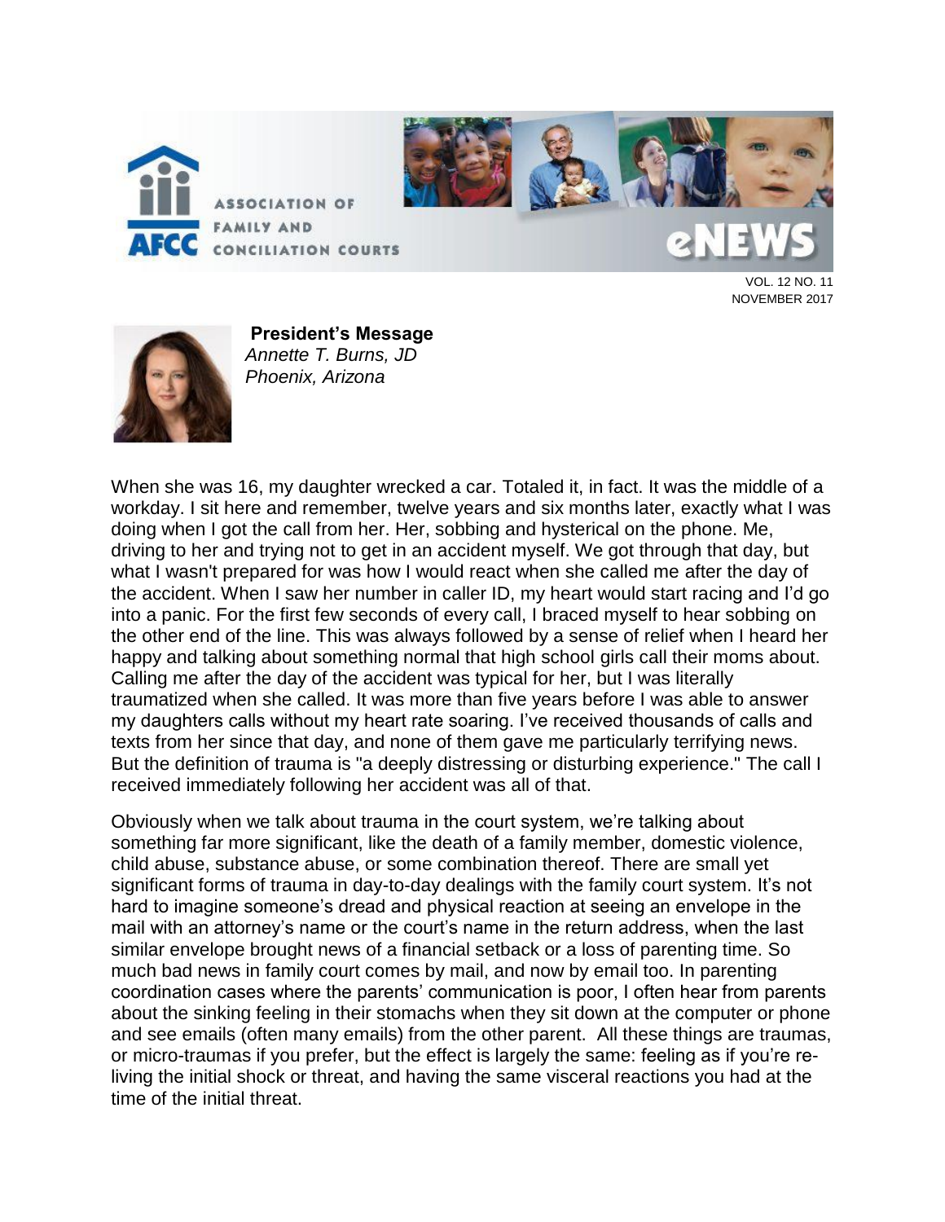ASSOCIATION OF FAMILY AND CONCILIATION COURTS

eNEWS

VOL. 12 NO. 11
NOVEMBER 2017

**President's Message**
*Annette T. Burns, JD*
*Phoenix, Arizona*

When she was 16, my daughter wrecked a car. Totaled it, in fact. It was the middle of a workday. I sit here and remember, twelve years and six months later, exactly what I was doing when I got the call from her. Her, sobbing and hysterical on the phone. Me, driving to her and trying not to get in an accident myself. We got through that day, but what I wasn't prepared for was how I would react when she called me after the day of the accident. When I saw her number in caller ID, my heart would start racing and I'd go into a panic. For the first few seconds of every call, I braced myself to hear sobbing on the other end of the line. This was always followed by a sense of relief when I heard her happy and talking about something normal that high school girls call their moms about. Calling me after the day of the accident was typical for her, but I was literally traumatized when she called. It was more than five years before I was able to answer my daughters calls without my heart rate soaring. I've received thousands of calls and texts from her since that day, and none of them gave me particularly terrifying news. But the definition of trauma is "a deeply distressing or disturbing experience." The call I received immediately following her accident was all of that.

Obviously when we talk about trauma in the court system, we're talking about something far more significant, like the death of a family member, domestic violence, child abuse, substance abuse, or some combination thereof. There are small yet significant forms of trauma in day-to-day dealings with the family court system. It's not hard to imagine someone's dread and physical reaction at seeing an envelope in the mail with an attorney's name or the court's name in the return address, when the last similar envelope brought news of a financial setback or a loss of parenting time. So much bad news in family court comes by mail, and now by email too. In parenting coordination cases where the parents' communication is poor, I often hear from parents about the sinking feeling in their stomachs when they sit down at the computer or phone and see emails (often many emails) from the other parent. All these things are traumas, or micro-traumas if you prefer, but the effect is largely the same: feeling as if you're re-living the initial shock or threat, and having the same visceral reactions you had at the time of the initial threat.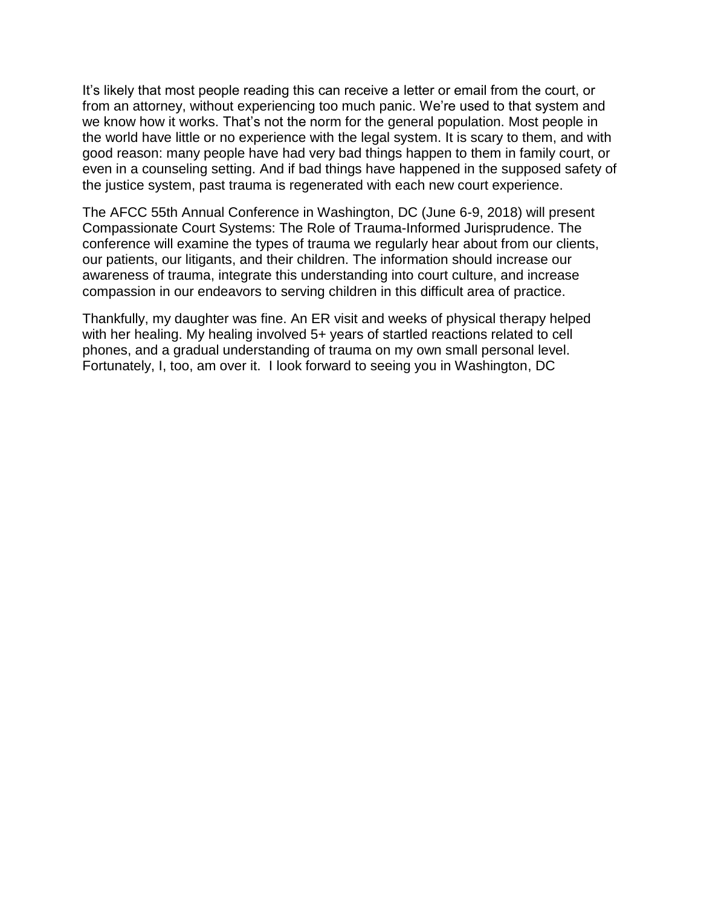It's likely that most people reading this can receive a letter or email from the court, or from an attorney, without experiencing too much panic. We're used to that system and we know how it works. That's not the norm for the general population. Most people in the world have little or no experience with the legal system. It is scary to them, and with good reason: many people have had very bad things happen to them in family court, or even in a counseling setting. And if bad things have happened in the supposed safety of the justice system, past trauma is regenerated with each new court experience.

The AFCC 55th Annual Conference in Washington, DC (June 6-9, 2018) will present Compassionate Court Systems: The Role of Trauma-Informed Jurisprudence. The conference will examine the types of trauma we regularly hear about from our clients, our patients, our litigants, and their children. The information should increase our awareness of trauma, integrate this understanding into court culture, and increase compassion in our endeavors to serving children in this difficult area of practice.

Thankfully, my daughter was fine. An ER visit and weeks of physical therapy helped with her healing. My healing involved 5+ years of startled reactions related to cell phones, and a gradual understanding of trauma on my own small personal level. Fortunately, I, too, am over it. I look forward to seeing you in Washington, DC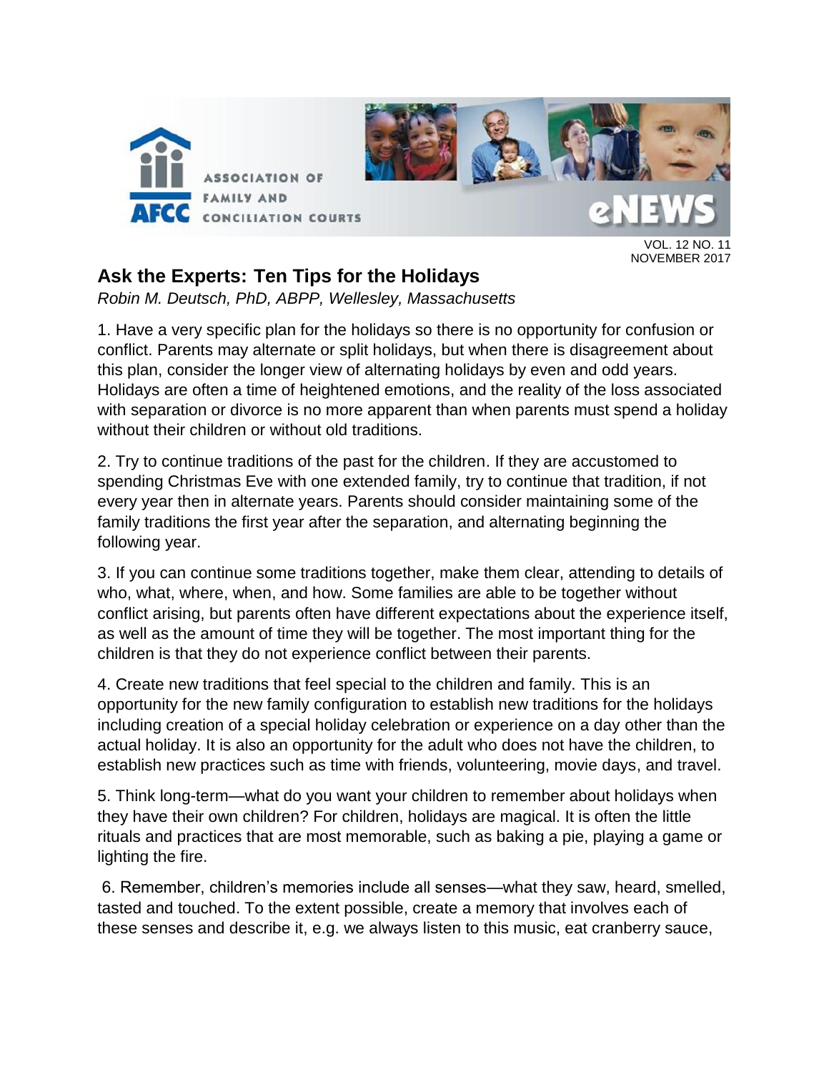## Ask the Experts: Ten Tips for the Holidays

*Robin M. Deutsch, PhD, ABPP, Wellesley, Massachusetts*

1. Have a very specific plan for the holidays so there is no opportunity for confusion or conflict. Parents may alternate or split holidays, but when there is disagreement about this plan, consider the longer view of alternating holidays by even and odd years. Holidays are often a time of heightened emotions, and the reality of the loss associated with separation or divorce is no more apparent than when parents must spend a holiday without their children or without old traditions.

2. Try to continue traditions of the past for the children. If they are accustomed to spending Christmas Eve with one extended family, try to continue that tradition, if not every year then in alternate years. Parents should consider maintaining some of the family traditions the first year after the separation, and alternating beginning the following year.

3. If you can continue some traditions together, make them clear, attending to details of who, what, where, when, and how. Some families are able to be together without conflict arising, but parents often have different expectations about the experience itself, as well as the amount of time they will be together. The most important thing for the children is that they do not experience conflict between their parents.

4. Create new traditions that feel special to the children and family. This is an opportunity for the new family configuration to establish new traditions for the holidays including creation of a special holiday celebration or experience on a day other than the actual holiday. It is also an opportunity for the adult who does not have the children, to establish new practices such as time with friends, volunteering, movie days, and travel.

5. Think long-term—what do you want your children to remember about holidays when they have their own children? For children, holidays are magical. It is often the little rituals and practices that are most memorable, such as baking a pie, playing a game or lighting the fire.

6. Remember, children's memories include all senses—what they saw, heard, smelled, tasted and touched. To the extent possible, create a memory that involves each of these senses and describe it, e.g. we always listen to this music, eat cranberry sauce,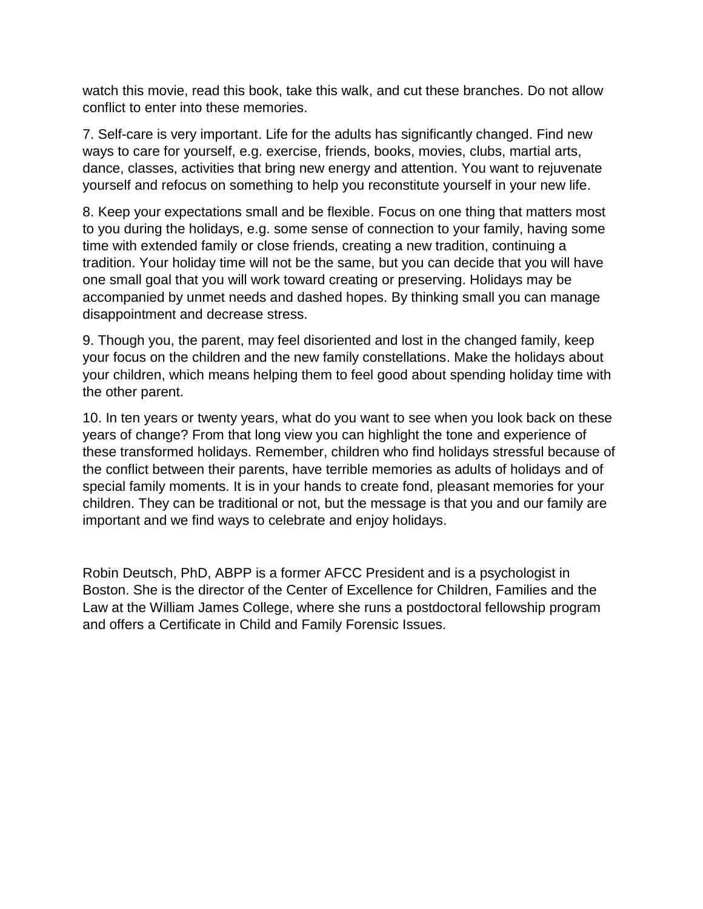watch this movie, read this book, take this walk, and cut these branches. Do not allow conflict to enter into these memories.

7. Self-care is very important. Life for the adults has significantly changed. Find new ways to care for yourself, e.g. exercise, friends, books, movies, clubs, martial arts, dance, classes, activities that bring new energy and attention. You want to rejuvenate yourself and refocus on something to help you reconstitute yourself in your new life.

8. Keep your expectations small and be flexible. Focus on one thing that matters most to you during the holidays, e.g. some sense of connection to your family, having some time with extended family or close friends, creating a new tradition, continuing a tradition. Your holiday time will not be the same, but you can decide that you will have one small goal that you will work toward creating or preserving. Holidays may be accompanied by unmet needs and dashed hopes. By thinking small you can manage disappointment and decrease stress.

9. Though you, the parent, may feel disoriented and lost in the changed family, keep your focus on the children and the new family constellations. Make the holidays about your children, which means helping them to feel good about spending holiday time with the other parent.

10. In ten years or twenty years, what do you want to see when you look back on these years of change? From that long view you can highlight the tone and experience of these transformed holidays. Remember, children who find holidays stressful because of the conflict between their parents, have terrible memories as adults of holidays and of special family moments. It is in your hands to create fond, pleasant memories for your children. They can be traditional or not, but the message is that you and our family are important and we find ways to celebrate and enjoy holidays.

Robin Deutsch, PhD, ABPP is a former AFCC President and is a psychologist in Boston. She is the director of the Center of Excellence for Children, Families and the Law at the William James College, where she runs a postdoctoral fellowship program and offers a Certificate in Child and Family Forensic Issues.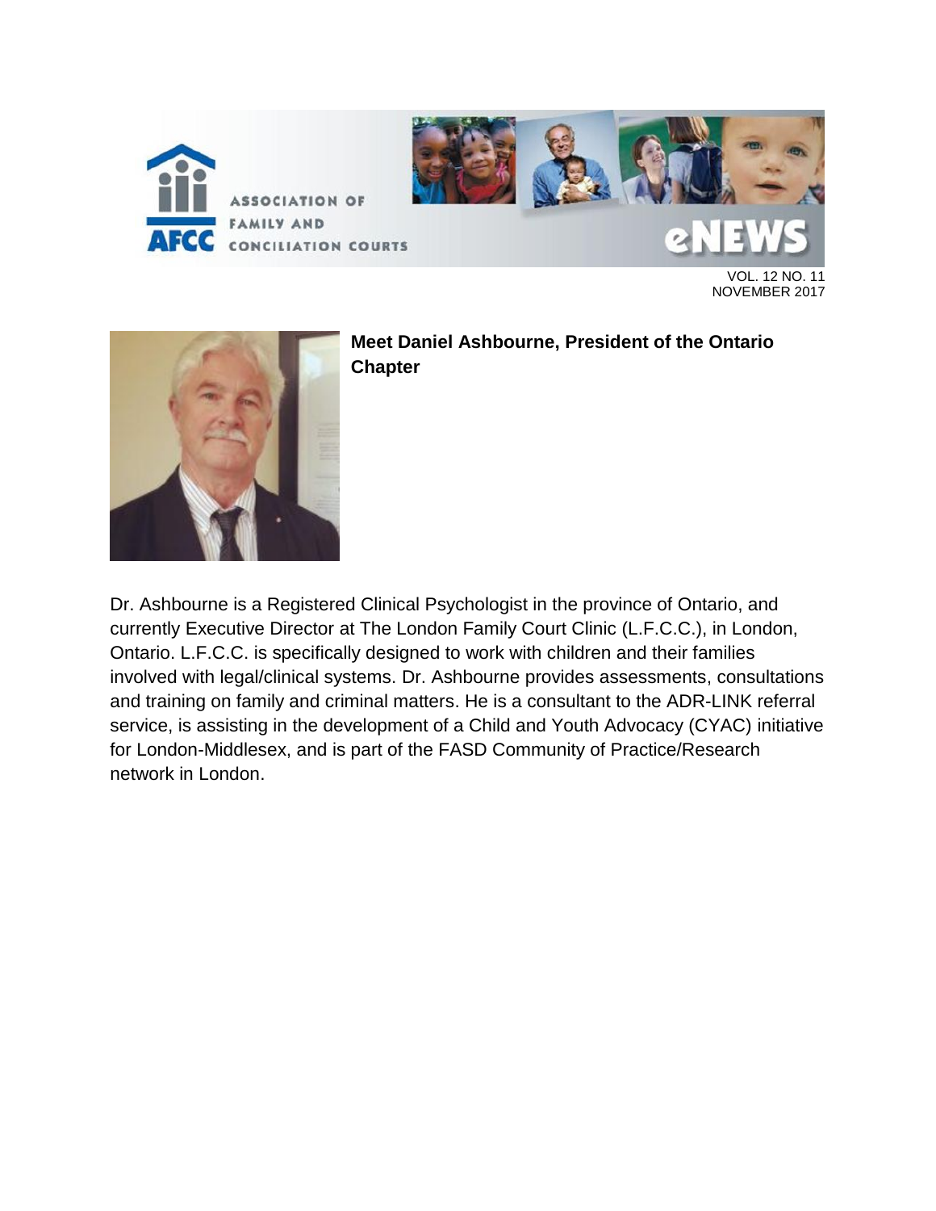## Meet Daniel Ashbourne, President of the Ontario Chapter

Dr. Ashbourne is a Registered Clinical Psychologist in the province of Ontario, and currently Executive Director at The London Family Court Clinic (L.F.C.C.), in London, Ontario. L.F.C.C. is specifically designed to work with children and their families involved with legal/clinical systems. Dr. Ashbourne provides assessments, consultations and training on family and criminal matters. He is a consultant to the ADR-LINK referral service, is assisting in the development of a Child and Youth Advocacy (CYAC) initiative for London-Middlesex, and is part of the FASD Community of Practice/Research network in London.